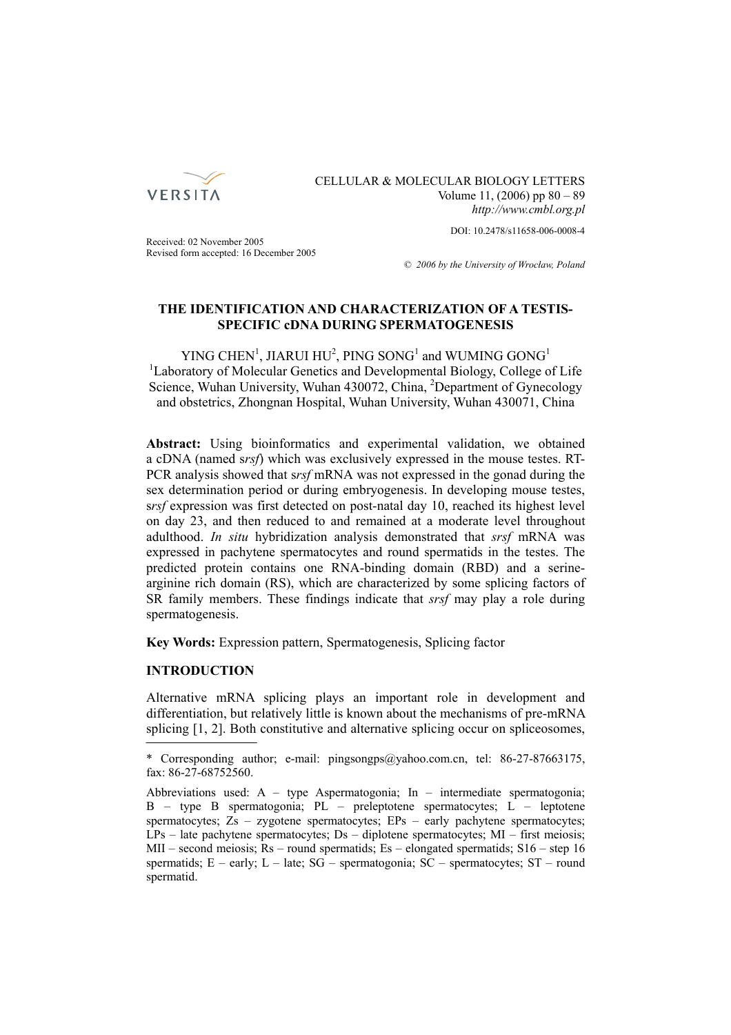CELLULAR & MOLECULAR BIOLOGY LETTERS
Volume 11, (2006) pp 80 – 89
*http://www.cmbl.org.pl*

DOI: 10.2478/s11658-006-0008-4

Received: 02 November 2005
Revised form accepted: 16 December 2005

*© 2006 by the University of Wrocław, Poland*

# THE IDENTIFICATION AND CHARACTERIZATION OF A TESTIS-SPECIFIC cDNA DURING SPERMATOGENESIS

YING CHEN[1], JIARUI HU[2], PING SONG[1] and WUMING GONG[1]
[1]Laboratory of Molecular Genetics and Developmental Biology, College of Life Science, Wuhan University, Wuhan 430072, China, [2]Department of Gynecology and obstetrics, Zhongnan Hospital, Wuhan University, Wuhan 430071, China

**Abstract:** Using bioinformatics and experimental validation, we obtained a cDNA (named *srsf*) which was exclusively expressed in the mouse testes. RT-PCR analysis showed that s*rsf* mRNA was not expressed in the gonad during the sex determination period or during embryogenesis. In developing mouse testes, s*rsf* expression was first detected on post-natal day 10, reached its highest level on day 23, and then reduced to and remained at a moderate level throughout adulthood. *In situ* hybridization analysis demonstrated that *srsf* mRNA was expressed in pachytene spermatocytes and round spermatids in the testes. The predicted protein contains one RNA-binding domain (RBD) and a serine-arginine rich domain (RS), which are characterized by some splicing factors of SR family members. These findings indicate that *srsf* may play a role during spermatogenesis.

**Key Words:** Expression pattern, Spermatogenesis, Splicing factor

## INTRODUCTION

Alternative mRNA splicing plays an important role in development and differentiation, but relatively little is known about the mechanisms of pre-mRNA splicing [1, 2]. Both constitutive and alternative splicing occur on spliceosomes,

---

\* Corresponding author; e-mail: pingsongps@yahoo.com.cn, tel: 86-27-87663175, fax: 86-27-68752560.

Abbreviations used: A – type Aspermatogonia; In – intermediate spermatogonia; B – type B spermatogonia; PL – preleptotene spermatocytes; L – leptotene spermatocytes; Zs – zygotene spermatocytes; EPs – early pachytene spermatocytes; LPs – late pachytene spermatocytes; Ds – diplotene spermatocytes; MI – first meiosis; MII – second meiosis; Rs – round spermatids; Es – elongated spermatids; S16 – step 16 spermatids; E – early; L – late; SG – spermatogonia; SC – spermatocytes; ST – round spermatid.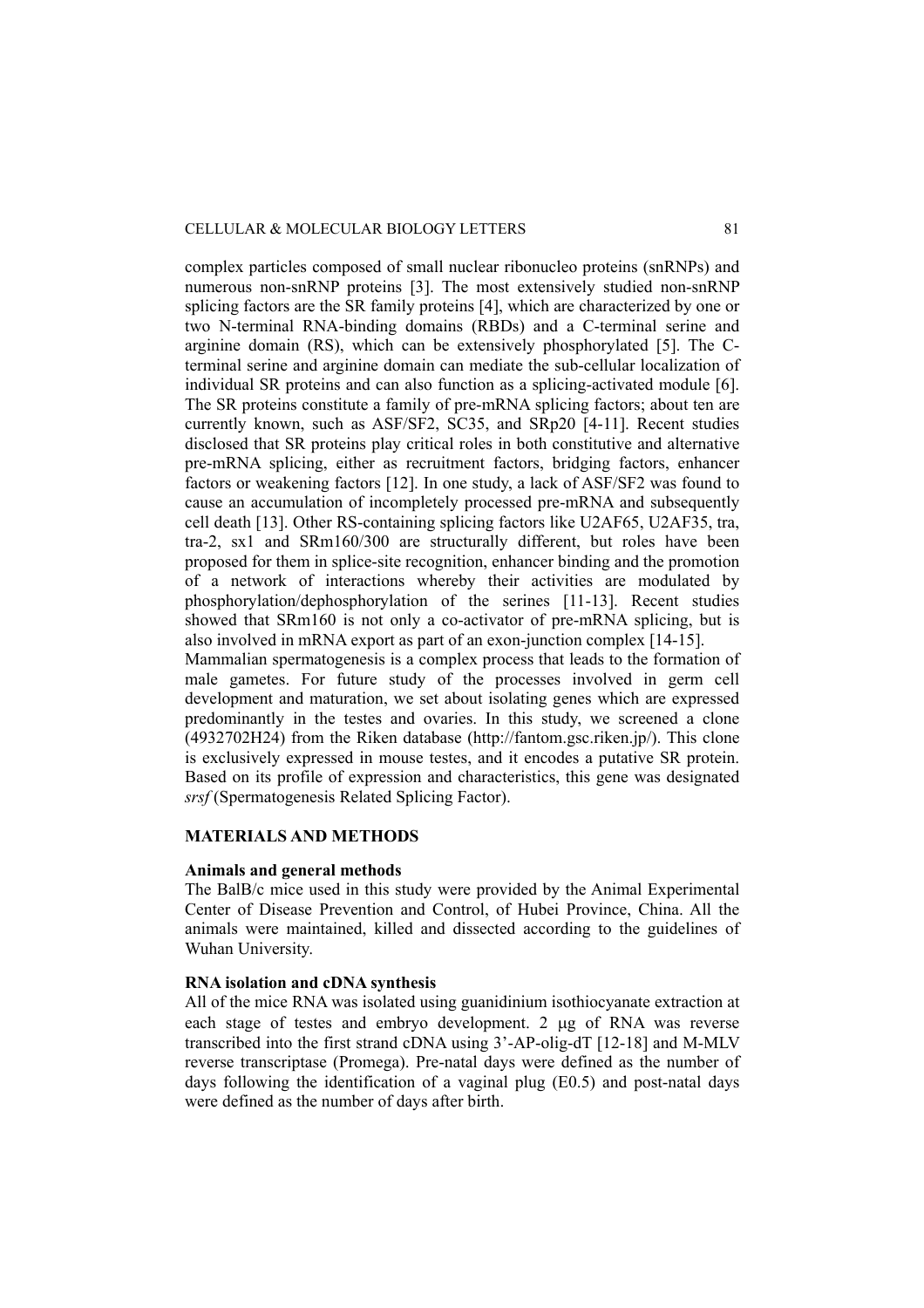complex particles composed of small nuclear ribonucleo proteins (snRNPs) and numerous non-snRNP proteins [3]. The most extensively studied non-snRNP splicing factors are the SR family proteins [4], which are characterized by one or two N-terminal RNA-binding domains (RBDs) and a C-terminal serine and arginine domain (RS), which can be extensively phosphorylated [5]. The C-terminal serine and arginine domain can mediate the sub-cellular localization of individual SR proteins and can also function as a splicing-activated module [6]. The SR proteins constitute a family of pre-mRNA splicing factors; about ten are currently known, such as ASF/SF2, SC35, and SRp20 [4-11]. Recent studies disclosed that SR proteins play critical roles in both constitutive and alternative pre-mRNA splicing, either as recruitment factors, bridging factors, enhancer factors or weakening factors [12]. In one study, a lack of ASF/SF2 was found to cause an accumulation of incompletely processed pre-mRNA and subsequently cell death [13]. Other RS-containing splicing factors like U2AF65, U2AF35, tra, tra-2, sx1 and SRm160/300 are structurally different, but roles have been proposed for them in splice-site recognition, enhancer binding and the promotion of a network of interactions whereby their activities are modulated by phosphorylation/dephosphorylation of the serines [11-13]. Recent studies showed that SRm160 is not only a co-activator of pre-mRNA splicing, but is also involved in mRNA export as part of an exon-junction complex [14-15].

Mammalian spermatogenesis is a complex process that leads to the formation of male gametes. For future study of the processes involved in germ cell development and maturation, we set about isolating genes which are expressed predominantly in the testes and ovaries. In this study, we screened a clone (4932702H24) from the Riken database (http://fantom.gsc.riken.jp/). This clone is exclusively expressed in mouse testes, and it encodes a putative SR protein. Based on its profile of expression and characteristics, this gene was designated *srsf* (Spermatogenesis Related Splicing Factor).

## MATERIALS AND METHODS

### Animals and general methods

The BalB/c mice used in this study were provided by the Animal Experimental Center of Disease Prevention and Control, of Hubei Province, China. All the animals were maintained, killed and dissected according to the guidelines of Wuhan University.

### RNA isolation and cDNA synthesis

All of the mice RNA was isolated using guanidinium isothiocyanate extraction at each stage of testes and embryo development. 2 μg of RNA was reverse transcribed into the first strand cDNA using 3'-AP-olig-dT [12-18] and M-MLV reverse transcriptase (Promega). Pre-natal days were defined as the number of days following the identification of a vaginal plug (E0.5) and post-natal days were defined as the number of days after birth.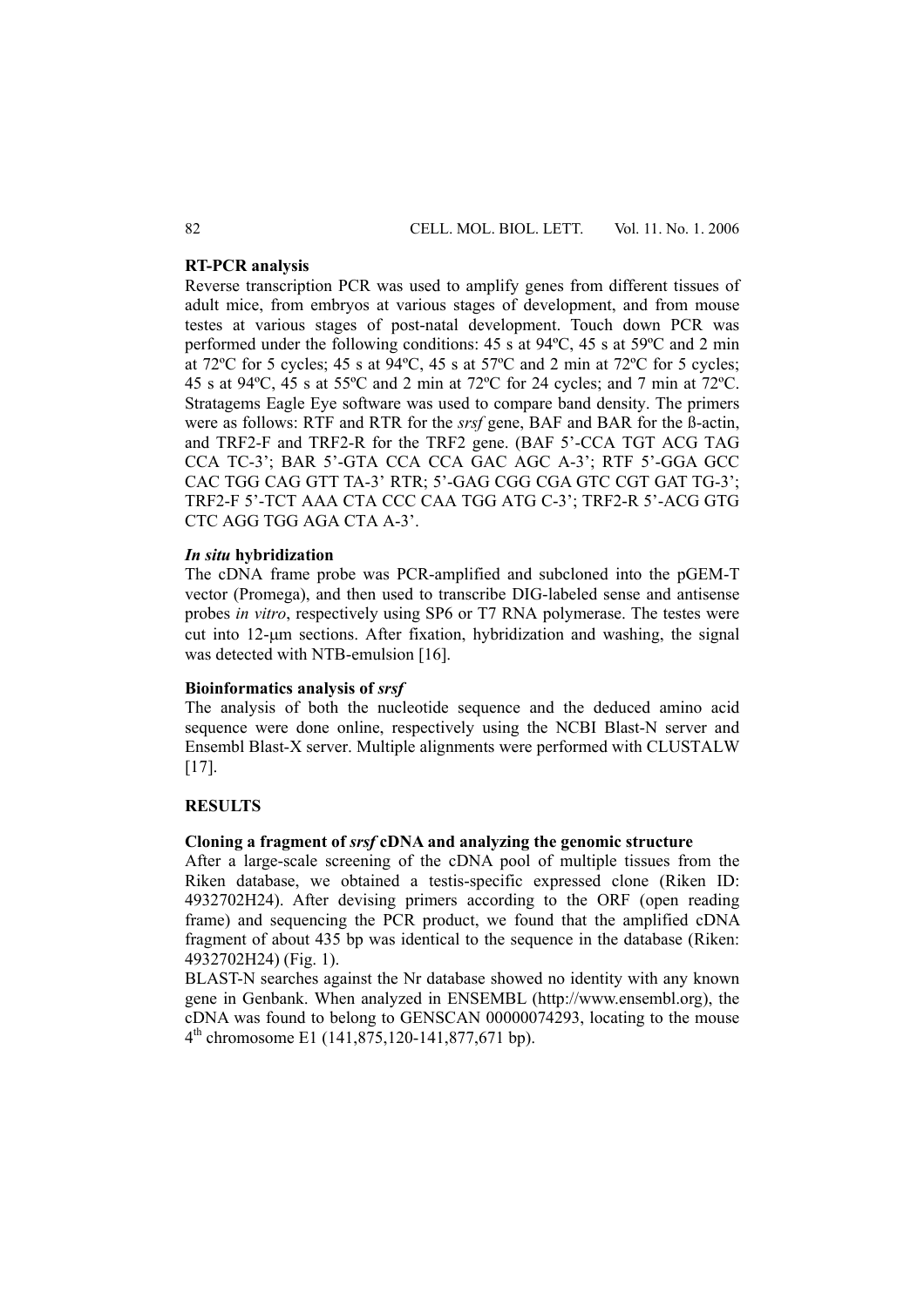**RT-PCR analysis**

Reverse transcription PCR was used to amplify genes from different tissues of adult mice, from embryos at various stages of development, and from mouse testes at various stages of post-natal development. Touch down PCR was performed under the following conditions: 45 s at 94ºC, 45 s at 59ºC and 2 min at 72ºC for 5 cycles; 45 s at 94ºC, 45 s at 57ºC and 2 min at 72ºC for 5 cycles; 45 s at 94ºC, 45 s at 55ºC and 2 min at 72ºC for 24 cycles; and 7 min at 72ºC. Stratagems Eagle Eye software was used to compare band density. The primers were as follows: RTF and RTR for the *srsf* gene, BAF and BAR for the ß-actin, and TRF2-F and TRF2-R for the TRF2 gene. (BAF 5'-CCA TGT ACG TAG CCA TC-3'; BAR 5'-GTA CCA CCA GAC AGC A-3'; RTF 5'-GGA GCC CAC TGG CAG GTT TA-3' RTR; 5'-GAG CGG CGA GTC CGT GAT TG-3'; TRF2-F 5'-TCT AAA CTA CCC CAA TGG ATG C-3'; TRF2-R 5'-ACG GTG CTC AGG TGG AGA CTA A-3'.

***In situ* hybridization**

The cDNA frame probe was PCR-amplified and subcloned into the pGEM-T vector (Promega), and then used to transcribe DIG-labeled sense and antisense probes *in vitro*, respectively using SP6 or T7 RNA polymerase. The testes were cut into 12-μm sections. After fixation, hybridization and washing, the signal was detected with NTB-emulsion [16].

**Bioinformatics analysis of *srsf***

The analysis of both the nucleotide sequence and the deduced amino acid sequence were done online, respectively using the NCBI Blast-N server and Ensembl Blast-X server. Multiple alignments were performed with CLUSTALW [17].

## RESULTS

**Cloning a fragment of *srsf* cDNA and analyzing the genomic structure**

After a large-scale screening of the cDNA pool of multiple tissues from the Riken database, we obtained a testis-specific expressed clone (Riken ID: 4932702H24). After devising primers according to the ORF (open reading frame) and sequencing the PCR product, we found that the amplified cDNA fragment of about 435 bp was identical to the sequence in the database (Riken: 4932702H24) (Fig. 1).

BLAST-N searches against the Nr database showed no identity with any known gene in Genbank. When analyzed in ENSEMBL (http://www.ensembl.org), the cDNA was found to belong to GENSCAN 00000074293, locating to the mouse 4$^{th}$ chromosome E1 (141,875,120-141,877,671 bp).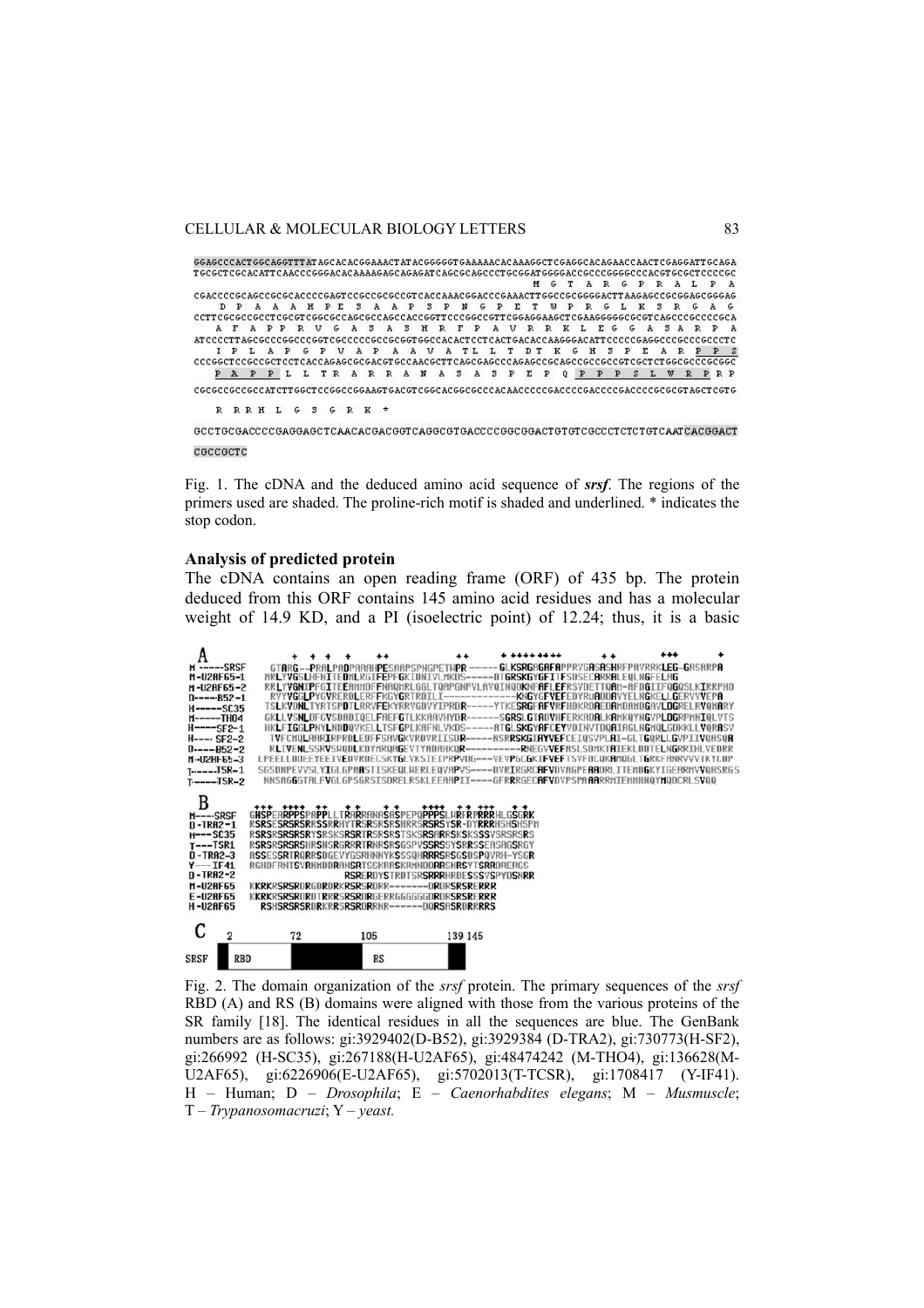Fig. 1. The cDNA and the deduced amino acid sequence of ***srsf***. The regions of the primers used are shaded. The proline-rich motif is shaded and underlined. * indicates the stop codon.

### Analysis of predicted protein

The cDNA contains an open reading frame (ORF) of 435 bp. The protein deduced from this ORF contains 145 amino acid residues and has a molecular weight of 14.9 KD, and a PI (isoelectric point) of 12.24; thus, it is a basic

Fig. 2. The domain organization of the *srsf* protein. The primary sequences of the *srsf* RBD (A) and RS (B) domains were aligned with those from the various proteins of the SR family [18]. The identical residues in all the sequences are blue. The GenBank numbers are as follows: gi:3929402(D-B52), gi:3929384 (D-TRA2), gi:730773(H-SF2), gi:266992 (H-SC35), gi:267188(H-U2AF65), gi:48474242 (M-THO4), gi:136628(M-U2AF65), gi:6226906(E-U2AF65), gi:5702013(T-TCSR), gi:1708417 (Y-IF41). H – Human; D – *Drosophila*; E – *Caenorhabdites elegans*; M – *Musmuscle*; T – *Trypanosomacruzi*; Y – *yeast.*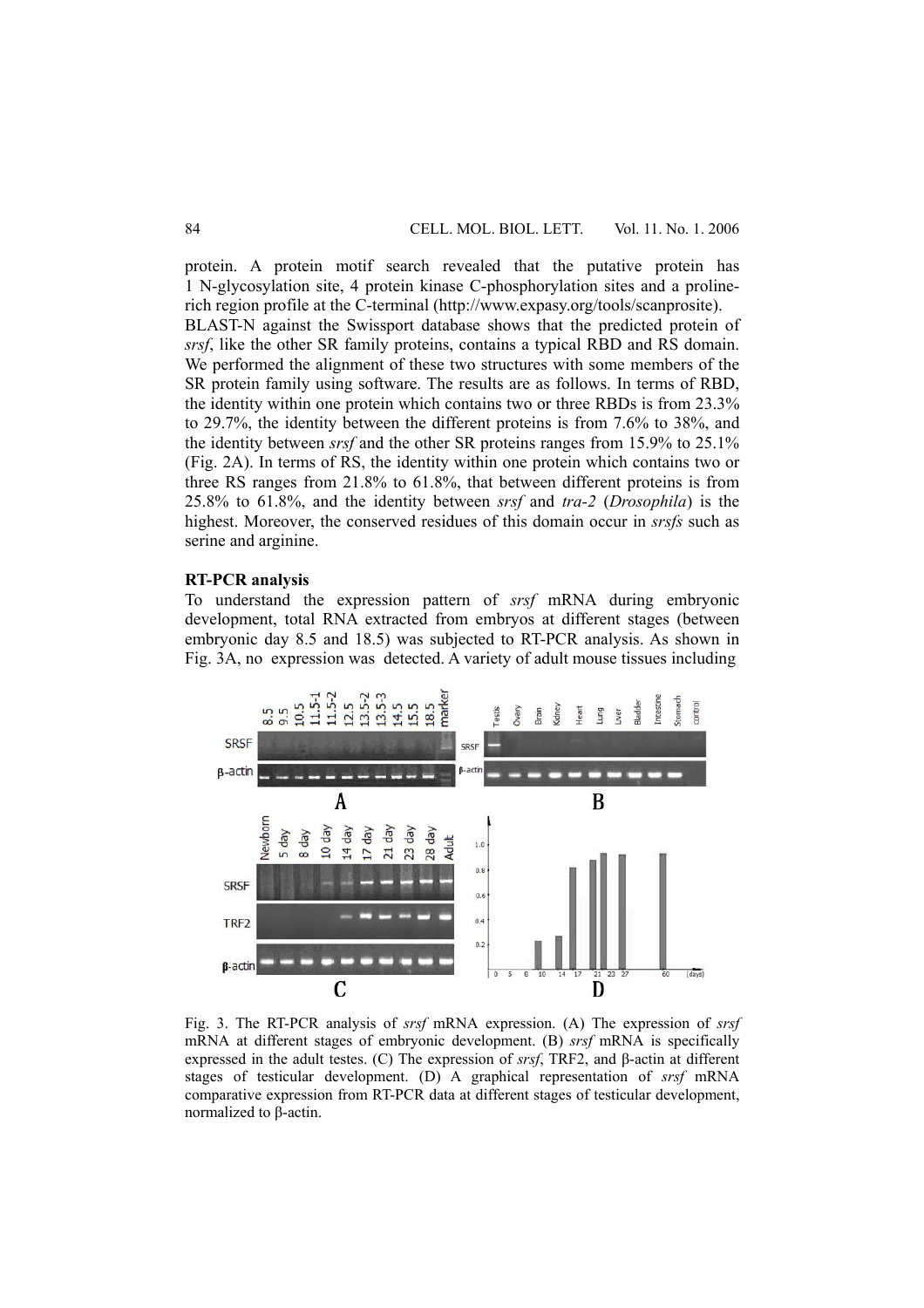protein. A protein motif search revealed that the putative protein has 1 N-glycosylation site, 4 protein kinase C-phosphorylation sites and a proline-rich region profile at the C-terminal (http://www.expasy.org/tools/scanprosite).

BLAST-N against the Swissport database shows that the predicted protein of *srsf*, like the other SR family proteins, contains a typical RBD and RS domain. We performed the alignment of these two structures with some members of the SR protein family using software. The results are as follows. In terms of RBD, the identity within one protein which contains two or three RBDs is from 23.3% to 29.7%, the identity between the different proteins is from 7.6% to 38%, and the identity between *srsf* and the other SR proteins ranges from 15.9% to 25.1% (Fig. 2A). In terms of RS, the identity within one protein which contains two or three RS ranges from 21.8% to 61.8%, that between different proteins is from 25.8% to 61.8%, and the identity between *srsf* and *tra-2* (*Drosophila*) is the highest. Moreover, the conserved residues of this domain occur in *srsfs* such as serine and arginine.

**RT-PCR analysis**

To understand the expression pattern of *srsf* mRNA during embryonic development, total RNA extracted from embryos at different stages (between embryonic day 8.5 and 18.5) was subjected to RT-PCR analysis. As shown in Fig. 3A, no expression was detected. A variety of adult mouse tissues including

Fig. 3. The RT-PCR analysis of *srsf* mRNA expression. (A) The expression of *srsf* mRNA at different stages of embryonic development. (B) *srsf* mRNA is specifically expressed in the adult testes. (C) The expression of *srsf*, TRF2, and β-actin at different stages of testicular development. (D) A graphical representation of *srsf* mRNA comparative expression from RT-PCR data at different stages of testicular development, normalized to β-actin.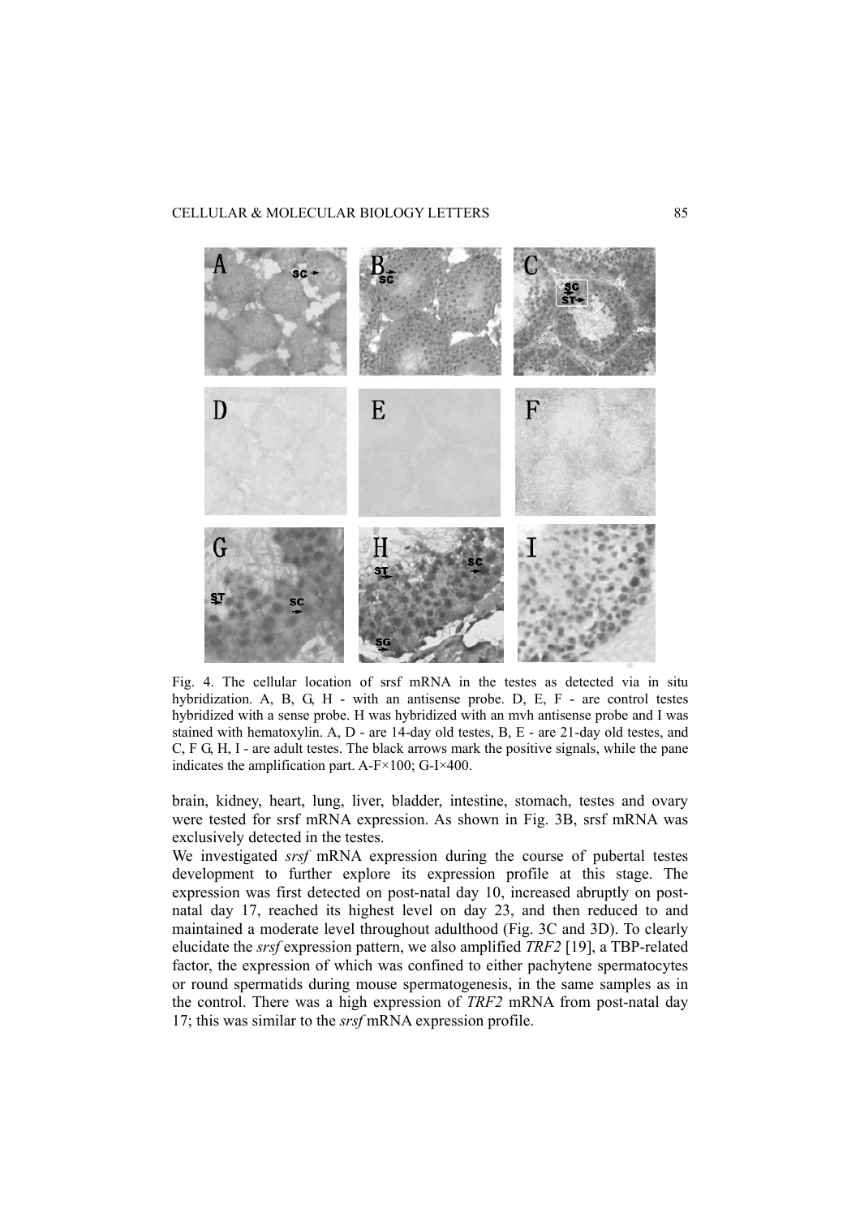Fig. 4. The cellular location of srsf mRNA in the testes as detected via in situ hybridization. A, B, G, H - with an antisense probe. D, E, F - are control testes hybridized with a sense probe. H was hybridized with an mvh antisense probe and I was stained with hematoxylin. A, D - are 14-day old testes, B, E - are 21-day old testes, and C, F G, H, I - are adult testes. The black arrows mark the positive signals, while the pane indicates the amplification part. A-F×100; G-I×400.

brain, kidney, heart, lung, liver, bladder, intestine, stomach, testes and ovary were tested for srsf mRNA expression. As shown in Fig. 3B, srsf mRNA was exclusively detected in the testes.

We investigated *srsf* mRNA expression during the course of pubertal testes development to further explore its expression profile at this stage. The expression was first detected on post-natal day 10, increased abruptly on post-natal day 17, reached its highest level on day 23, and then reduced to and maintained a moderate level throughout adulthood (Fig. 3C and 3D). To clearly elucidate the *srsf* expression pattern, we also amplified *TRF2* [19], a TBP-related factor, the expression of which was confined to either pachytene spermatocytes or round spermatids during mouse spermatogenesis, in the same samples as in the control. There was a high expression of *TRF2* mRNA from post-natal day 17; this was similar to the *srsf* mRNA expression profile.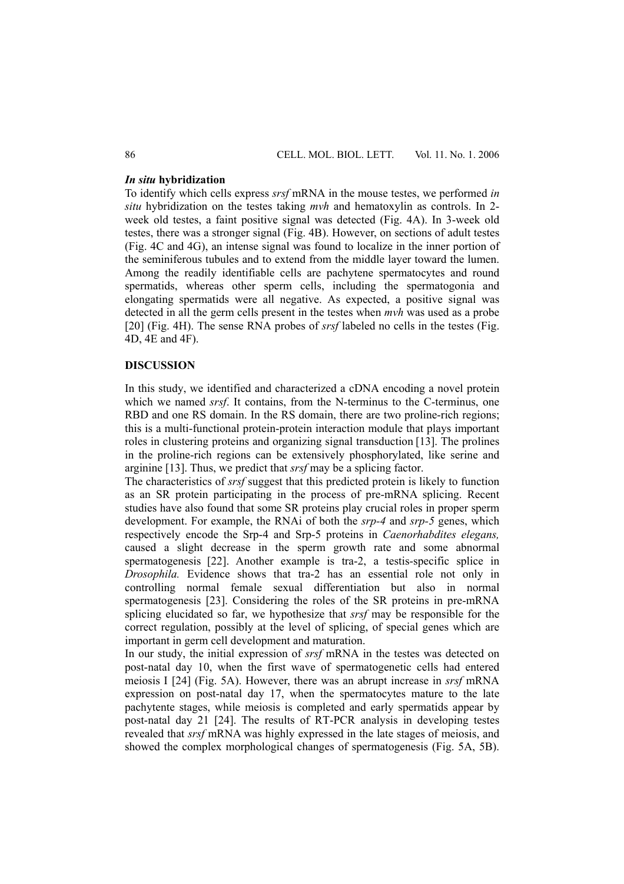### *In situ* hybridization

To identify which cells express *srsf* mRNA in the mouse testes, we performed *in situ* hybridization on the testes taking *mvh* and hematoxylin as controls. In 2-week old testes, a faint positive signal was detected (Fig. 4A). In 3-week old testes, there was a stronger signal (Fig. 4B). However, on sections of adult testes (Fig. 4C and 4G), an intense signal was found to localize in the inner portion of the seminiferous tubules and to extend from the middle layer toward the lumen. Among the readily identifiable cells are pachytene spermatocytes and round spermatids, whereas other sperm cells, including the spermatogonia and elongating spermatids were all negative. As expected, a positive signal was detected in all the germ cells present in the testes when *mvh* was used as a probe [20] (Fig. 4H). The sense RNA probes of *srsf* labeled no cells in the testes (Fig. 4D, 4E and 4F).

## DISCUSSION

In this study, we identified and characterized a cDNA encoding a novel protein which we named *srsf*. It contains, from the N-terminus to the C-terminus, one RBD and one RS domain. In the RS domain, there are two proline-rich regions; this is a multi-functional protein-protein interaction module that plays important roles in clustering proteins and organizing signal transduction [13]. The prolines in the proline-rich regions can be extensively phosphorylated, like serine and arginine [13]. Thus, we predict that *srsf* may be a splicing factor.

The characteristics of *srsf* suggest that this predicted protein is likely to function as an SR protein participating in the process of pre-mRNA splicing. Recent studies have also found that some SR proteins play crucial roles in proper sperm development. For example, the RNAi of both the *srp-4* and *srp-5* genes, which respectively encode the Srp-4 and Srp-5 proteins in *Caenorhabdites elegans,* caused a slight decrease in the sperm growth rate and some abnormal spermatogenesis [22]. Another example is tra-2, a testis-specific splice in *Drosophila.* Evidence shows that tra-2 has an essential role not only in controlling normal female sexual differentiation but also in normal spermatogenesis [23]. Considering the roles of the SR proteins in pre-mRNA splicing elucidated so far, we hypothesize that *srsf* may be responsible for the correct regulation, possibly at the level of splicing, of special genes which are important in germ cell development and maturation.

In our study, the initial expression of *srsf* mRNA in the testes was detected on post-natal day 10, when the first wave of spermatogenetic cells had entered meiosis I [24] (Fig. 5A). However, there was an abrupt increase in *srsf* mRNA expression on post-natal day 17, when the spermatocytes mature to the late pachytente stages, while meiosis is completed and early spermatids appear by post-natal day 21 [24]. The results of RT-PCR analysis in developing testes revealed that *srsf* mRNA was highly expressed in the late stages of meiosis, and showed the complex morphological changes of spermatogenesis (Fig. 5A, 5B).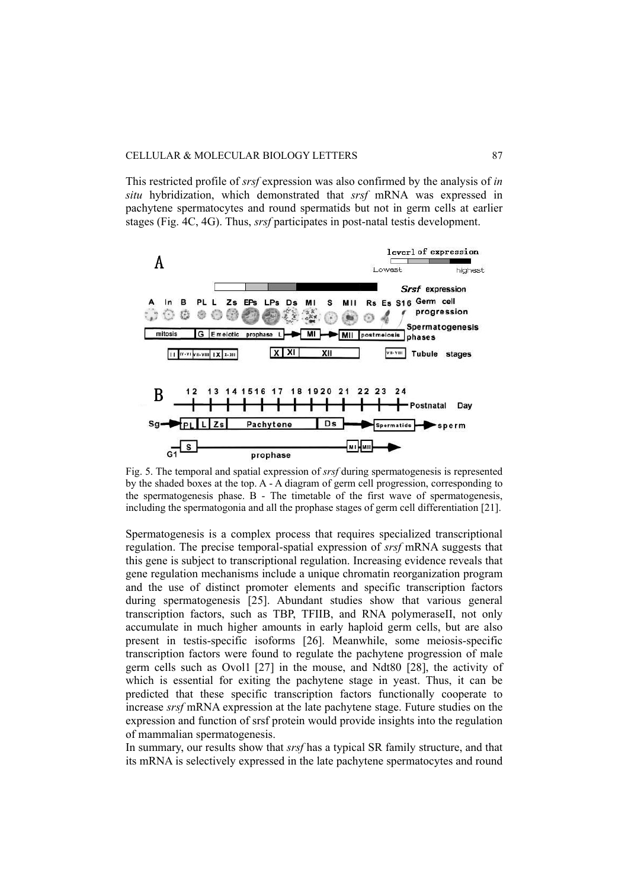This restricted profile of *srsf* expression was also confirmed by the analysis of *in situ* hybridization, which demonstrated that *srsf* mRNA was expressed in pachytene spermatocytes and round spermatids but not in germ cells at earlier stages (Fig. 4C, 4G). Thus, *srsf* participates in post-natal testis development.

Fig. 5. The temporal and spatial expression of *srsf* during spermatogenesis is represented by the shaded boxes at the top. A - A diagram of germ cell progression, corresponding to the spermatogenesis phase. B - The timetable of the first wave of spermatogenesis, including the spermatogonia and all the prophase stages of germ cell differentiation [21].

Spermatogenesis is a complex process that requires specialized transcriptional regulation. The precise temporal-spatial expression of *srsf* mRNA suggests that this gene is subject to transcriptional regulation. Increasing evidence reveals that gene regulation mechanisms include a unique chromatin reorganization program and the use of distinct promoter elements and specific transcription factors during spermatogenesis [25]. Abundant studies show that various general transcription factors, such as TBP, TFIIB, and RNA polymeraseII, not only accumulate in much higher amounts in early haploid germ cells, but are also present in testis-specific isoforms [26]. Meanwhile, some meiosis-specific transcription factors were found to regulate the pachytene progression of male germ cells such as Ovol1 [27] in the mouse, and Ndt80 [28], the activity of which is essential for exiting the pachytene stage in yeast. Thus, it can be predicted that these specific transcription factors functionally cooperate to increase *srsf* mRNA expression at the late pachytene stage. Future studies on the expression and function of srsf protein would provide insights into the regulation of mammalian spermatogenesis.

In summary, our results show that *srsf* has a typical SR family structure, and that its mRNA is selectively expressed in the late pachytene spermatocytes and round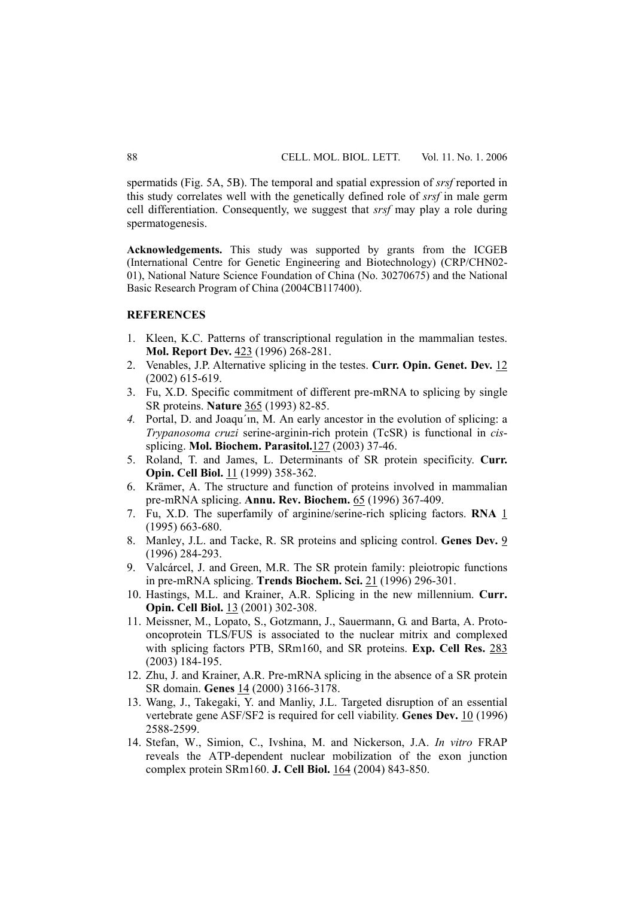spermatids (Fig. 5A, 5B). The temporal and spatial expression of *srsf* reported in this study correlates well with the genetically defined role of *srsf* in male germ cell differentiation. Consequently, we suggest that *srsf* may play a role during spermatogenesis.

**Acknowledgements.** This study was supported by grants from the ICGEB (International Centre for Genetic Engineering and Biotechnology) (CRP/CHN02-01), National Nature Science Foundation of China (No. 30270675) and the National Basic Research Program of China (2004CB117400).

## REFERENCES

1. Kleen, K.C. Patterns of transcriptional regulation in the mammalian testes. **Mol. Report Dev.** 423 (1996) 268-281.
2. Venables, J.P. Alternative splicing in the testes. **Curr. Opin. Genet. Dev.** 12 (2002) 615-619.
3. Fu, X.D. Specific commitment of different pre-mRNA to splicing by single SR proteins. **Nature** 365 (1993) 82-85.
4. Portal, D. and Joaqu´ın, M. An early ancestor in the evolution of splicing: a *Trypanosoma cruzi* serine-arginin-rich protein (TcSR) is functional in *cis*-splicing. **Mol. Biochem. Parasitol.**127 (2003) 37-46.
5. Roland, T. and James, L. Determinants of SR protein specificity. **Curr. Opin. Cell Biol.** 11 (1999) 358-362.
6. Krämer, A. The structure and function of proteins involved in mammalian pre-mRNA splicing. **Annu. Rev. Biochem.** 65 (1996) 367-409.
7. Fu, X.D. The superfamily of arginine/serine-rich splicing factors. **RNA** 1 (1995) 663-680.
8. Manley, J.L. and Tacke, R. SR proteins and splicing control. **Genes Dev.** 9 (1996) 284-293.
9. Valcárcel, J. and Green, M.R. The SR protein family: pleiotropic functions in pre-mRNA splicing. **Trends Biochem. Sci.** 21 (1996) 296-301.
10. Hastings, M.L. and Krainer, A.R. Splicing in the new millennium. **Curr. Opin. Cell Biol.** 13 (2001) 302-308.
11. Meissner, M., Lopato, S., Gotzmann, J., Sauermann, G. and Barta, A. Proto-oncoprotein TLS/FUS is associated to the nuclear mitrix and complexed with splicing factors PTB, SRm160, and SR proteins. **Exp. Cell Res.** 283 (2003) 184-195.
12. Zhu, J. and Krainer, A.R. Pre-mRNA splicing in the absence of a SR protein SR domain. **Genes** 14 (2000) 3166-3178.
13. Wang, J., Takegaki, Y. and Manliy, J.L. Targeted disruption of an essential vertebrate gene ASF/SF2 is required for cell viability. **Genes Dev.** 10 (1996) 2588-2599.
14. Stefan, W., Simion, C., Ivshina, M. and Nickerson, J.A. *In vitro* FRAP reveals the ATP-dependent nuclear mobilization of the exon junction complex protein SRm160. **J. Cell Biol.** 164 (2004) 843-850.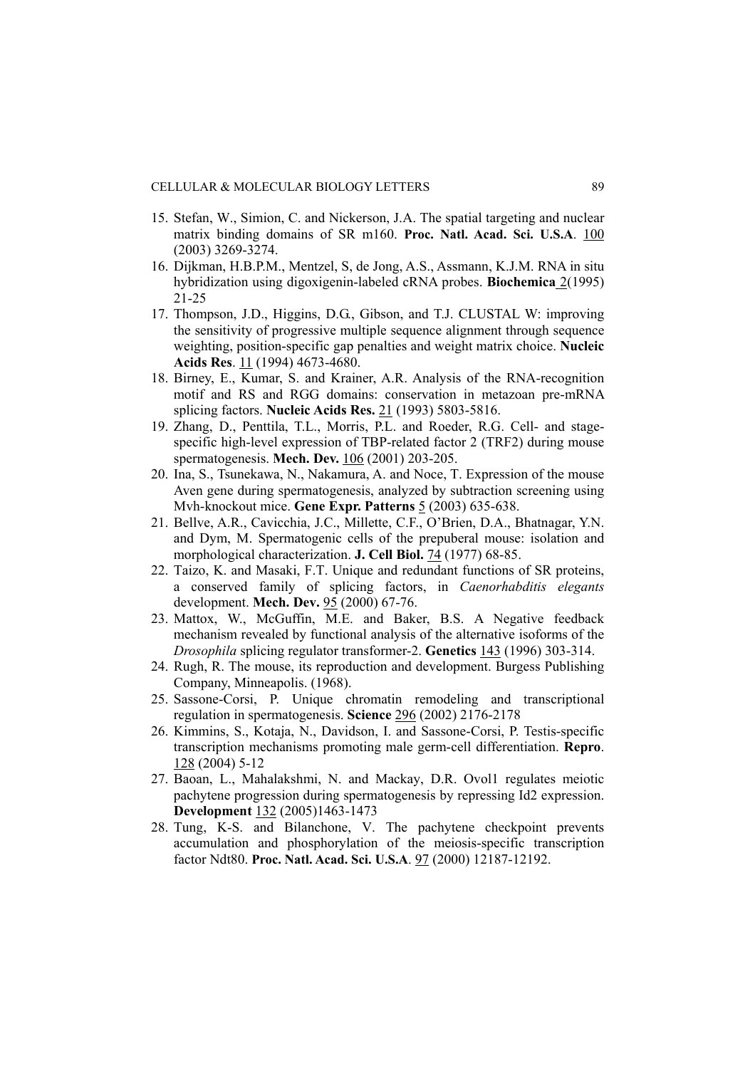15. Stefan, W., Simion, C. and Nickerson, J.A. The spatial targeting and nuclear matrix binding domains of SR m160. **Proc. Natl. Acad. Sci. U.S.A**. 100 (2003) 3269-3274.
16. Dijkman, H.B.P.M., Mentzel, S, de Jong, A.S., Assmann, K.J.M. RNA in situ hybridization using digoxigenin-labeled cRNA probes. **Biochemica** 2(1995) 21-25
17. Thompson, J.D., Higgins, D.G., Gibson, and T.J. CLUSTAL W: improving the sensitivity of progressive multiple sequence alignment through sequence weighting, position-specific gap penalties and weight matrix choice. **Nucleic Acids Res**. 11 (1994) 4673-4680.
18. Birney, E., Kumar, S. and Krainer, A.R. Analysis of the RNA-recognition motif and RS and RGG domains: conservation in metazoan pre-mRNA splicing factors. **Nucleic Acids Res.** 21 (1993) 5803-5816.
19. Zhang, D., Penttila, T.L., Morris, P.L. and Roeder, R.G. Cell- and stage-specific high-level expression of TBP-related factor 2 (TRF2) during mouse spermatogenesis. **Mech. Dev.** 106 (2001) 203-205.
20. Ina, S., Tsunekawa, N., Nakamura, A. and Noce, T. Expression of the mouse Aven gene during spermatogenesis, analyzed by subtraction screening using Mvh-knockout mice. **Gene Expr. Patterns** 5 (2003) 635-638.
21. Bellve, A.R., Cavicchia, J.C., Millette, C.F., O'Brien, D.A., Bhatnagar, Y.N. and Dym, M. Spermatogenic cells of the prepuberal mouse: isolation and morphological characterization. **J. Cell Biol.** 74 (1977) 68-85.
22. Taizo, K. and Masaki, F.T. Unique and redundant functions of SR proteins, a conserved family of splicing factors, in *Caenorhabditis elegants* development. **Mech. Dev.** 95 (2000) 67-76.
23. Mattox, W., McGuffin, M.E. and Baker, B.S. A Negative feedback mechanism revealed by functional analysis of the alternative isoforms of the *Drosophila* splicing regulator transformer-2. **Genetics** 143 (1996) 303-314.
24. Rugh, R. The mouse, its reproduction and development. Burgess Publishing Company, Minneapolis. (1968).
25. Sassone-Corsi, P. Unique chromatin remodeling and transcriptional regulation in spermatogenesis. **Science** 296 (2002) 2176-2178
26. Kimmins, S., Kotaja, N., Davidson, I. and Sassone-Corsi, P. Testis-specific transcription mechanisms promoting male germ-cell differentiation. **Repro**. 128 (2004) 5-12
27. Baoan, L., Mahalakshmi, N. and Mackay, D.R. Ovol1 regulates meiotic pachytene progression during spermatogenesis by repressing Id2 expression. **Development** 132 (2005)1463-1473
28. Tung, K-S. and Bilanchone, V. The pachytene checkpoint prevents accumulation and phosphorylation of the meiosis-specific transcription factor Ndt80. **Proc. Natl. Acad. Sci. U.S.A**. 97 (2000) 12187-12192.